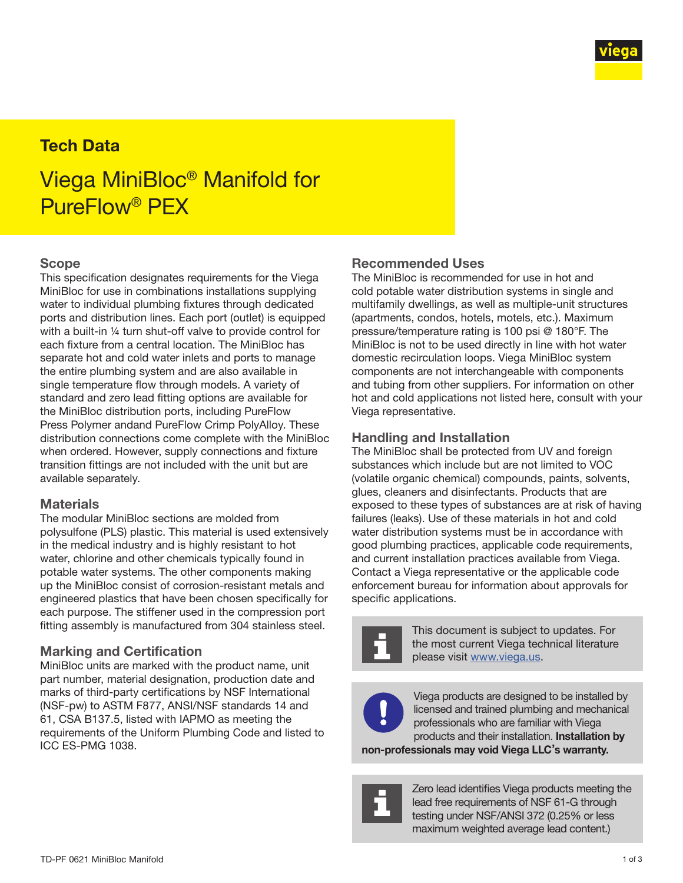## Tech Data

# Viega MiniBloc® Manifold for PureFlow® PEX

## Scope

This specification designates requirements for the Viega MiniBloc for use in combinations installations supplying water to individual plumbing fixtures through dedicated ports and distribution lines. Each port (outlet) is equipped with a built-in ¼ turn shut-off valve to provide control for each fixture from a central location. The MiniBloc has separate hot and cold water inlets and ports to manage the entire plumbing system and are also available in single temperature flow through models. A variety of standard and zero lead fitting options are available for the MiniBloc distribution ports, including PureFlow Press Polymer andand PureFlow Crimp PolyAlloy. These distribution connections come complete with the MiniBloc when ordered. However, supply connections and fixture transition fittings are not included with the unit but are available separately.

## Materials

The modular MiniBloc sections are molded from polysulfone (PLS) plastic. This material is used extensively in the medical industry and is highly resistant to hot water, chlorine and other chemicals typically found in potable water systems. The other components making up the MiniBloc consist of corrosion-resistant metals and engineered plastics that have been chosen specifically for each purpose. The stiffener used in the compression port fitting assembly is manufactured from 304 stainless steel.

## Marking and Certification

MiniBloc units are marked with the product name, unit part number, material designation, production date and marks of third-party certifications by NSF International (NSF-pw) to ASTM F877, ANSI/NSF standards 14 and 61, CSA B137.5, listed with IAPMO as meeting the requirements of the Uniform Plumbing Code and listed to ICC ES-PMG 1038.

## Recommended Uses

The MiniBloc is recommended for use in hot and cold potable water distribution systems in single and multifamily dwellings, as well as multiple-unit structures (apartments, condos, hotels, motels, etc.). Maximum pressure/temperature rating is 100 psi @ 180°F. The MiniBloc is not to be used directly in line with hot water domestic recirculation loops. Viega MiniBloc system components are not interchangeable with components and tubing from other suppliers. For information on other hot and cold applications not listed here, consult with your Viega representative.

## Handling and Installation

The MiniBloc shall be protected from UV and foreign substances which include but are not limited to VOC (volatile organic chemical) compounds, paints, solvents, glues, cleaners and disinfectants. Products that are exposed to these types of substances are at risk of having failures (leaks). Use of these materials in hot and cold water distribution systems must be in accordance with good plumbing practices, applicable code requirements, and current installation practices available from Viega. Contact a Viega representative or the applicable code enforcement bureau for information about approvals for specific applications.

This document is subject to updates. For the most current Viega technical literature please visit www.viega.us.

Viega products are designed to be installed by licensed and trained plumbing and mechanical professionals who are familiar with Viega products and their installation. **Installation by non-professionals may void Viega LLC's warranty.**

Zero lead identifies Viega products meeting the lead free requirements of NSF 61-G through testing under NSF/ANSI 372 (0.25% or less maximum weighted average lead content.)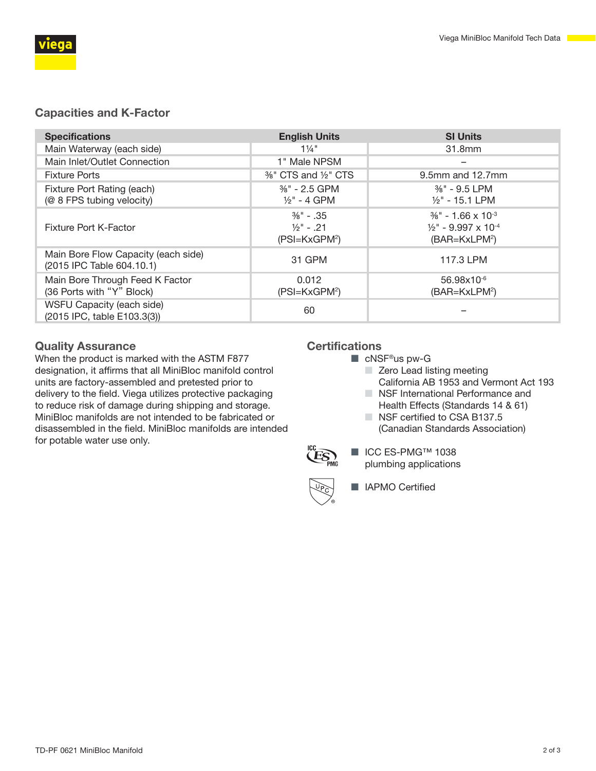## Capacities and K-Factor

| Specifications | English Units | SI Units |
|---|---|---|
| Main Waterway (each side) | 1¼" | 31.8mm |
| Main Inlet/Outlet Connection | 1" Male NPSM | – |
| Fixture Ports | ⅜" CTS and ½" CTS | 9.5mm and 12.7mm |
| Fixture Port Rating (each) (@ 8 FPS tubing velocity) | ⅜" - 2.5 GPM<br>½" - 4 GPM | ⅜" - 9.5 LPM<br>½" - 15.1 LPM |
| Fixture Port K-Factor | ⅜" - .35<br>½" - .21<br>(PSI=KxGPM²) | ⅜" - $1.66 \times 10^{-3}$<br>½" - $9.997 \times 10^{-4}$<br>(BAR=KxLPM²) |
| Main Bore Flow Capacity (each side) (2015 IPC Table 604.10.1) | 31 GPM | 117.3 LPM |
| Main Bore Through Feed K Factor (36 Ports with "Y" Block) | 0.012<br>(PSI=KxGPM²) | $56.98 \times 10^{-6}$<br>(BAR=KxLPM²) |
| WSFU Capacity (each side) (2015 IPC, table E103.3(3)) | 60 | – |

## Quality Assurance

When the product is marked with the ASTM F877 designation, it affirms that all MiniBloc manifold control units are factory-assembled and pretested prior to delivery to the field. Viega utilizes protective packaging to reduce risk of damage during shipping and storage. MiniBloc manifolds are not intended to be fabricated or disassembled in the field. MiniBloc manifolds are intended for potable water use only.

## Certifications

- cNSF®us pw-G
  - Zero Lead listing meeting California AB 1953 and Vermont Act 193
  - NSF International Performance and Health Effects (Standards 14 & 61)
  - NSF certified to CSA B137.5 (Canadian Standards Association)
- ICC ES-PMG™ 1038 plumbing applications
- IAPMO Certified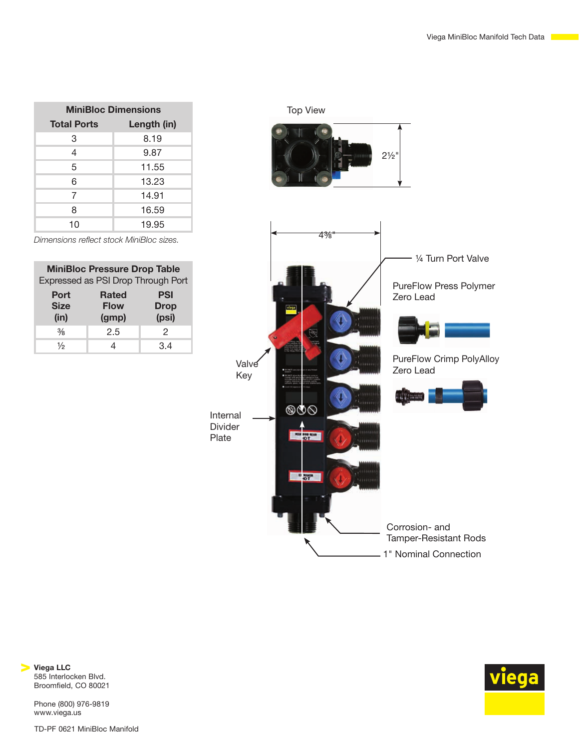| MiniBloc Dimensions | |
|---|---|
| **Total Ports** | **Length (in)** |
| 3 | 8.19 |
| 4 | 9.87 |
| 5 | 11.55 |
| 6 | 13.23 |
| 7 | 14.91 |
| 8 | 16.59 |
| 10 | 19.95 |

*Dimensions reflect stock MiniBloc sizes.*

| MiniBloc Pressure Drop Table Expressed as PSI Drop Through Port | | |
|---|---|---|
| **Port Size (in)** | **Rated Flow (gmp)** | **PSI Drop (psi)** |
| ⅜ | 2.5 | 2 |
| ½ | 4 | 3.4 |

Top View

2½"

4⅜"

¼ Turn Port Valve

PureFlow Press Polymer Zero Lead

PureFlow Crimp PolyAlloy Zero Lead

Valve Key

Internal Divider Plate

Corrosion- and Tamper-Resistant Rods

1" Nominal Connection

**Viega LLC**
585 Interlocken Blvd.
Broomfield, CO 80021

Phone (800) 976-9819
www.viega.us

TD-PF 0621 MiniBloc Manifold